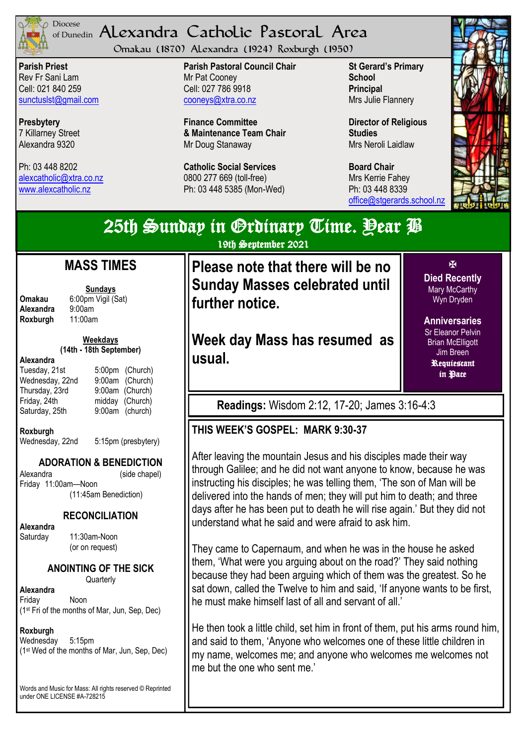Diocese of Dunedin

# Alexandra Catholic Pastoral Area

Omakau (1870) Alexandra (1924) Roxburgh (1950)

**Parish Priest**
Rev Fr Sani Lam
Cell: 021 840 259
sunctuslst@gmail.com

**Presbytery**
7 Killarney Street
Alexandra 9320

Ph: 03 448 8202
alexcatholic@xtra.co.nz
www.alexcatholic.nz

**Parish Pastoral Council Chair**
Mr Pat Cooney
Cell: 027 786 9918
cooneys@xtra.co.nz

**Finance Committee & Maintenance Team Chair**
Mr Doug Stanaway

**Catholic Social Services**
0800 277 669 (toll-free)
Ph: 03 448 5385 (Mon-Wed)

**St Gerard's Primary School Principal**
Mrs Julie Flannery

**Director of Religious Studies**
Mrs Neroli Laidlaw

**Board Chair**
Mrs Kerrie Fahey
Ph: 03 448 8339
office@stgerards.school.nz

# 25th Sunday in Ordinary Time. Year B

19th September 2021

## MASS TIMES

**Sundays**

| | |
|---|---|
| **Omakau** | 6:00pm Vigil (Sat) |
| **Alexandra** | 9:00am |
| **Roxburgh** | 11:00am |

**Weekdays**
**(14th - 18th September)**

**Alexandra**

| | | |
|---|---|---|
| Tuesday, 21st | 5:00pm | (Church) |
| Wednesday, 22nd | 9:00am | (Church) |
| Thursday, 23rd | 9:00am | (Church) |
| Friday, 24th | midday | (Church) |
| Saturday, 25th | 9:00am | (church) |

**Roxburgh**
Wednesday, 22nd 5:15pm (presbytery)

## ADORATION & BENEDICTION

Alexandra (side chapel)
Friday 11:00am—Noon
(11:45am Benediction)

## RECONCILIATION

**Alexandra**
Saturday 11:30am-Noon
(or on request)

## ANOINTING OF THE SICK

Quarterly

**Alexandra**
Friday Noon
(1st Fri of the months of Mar, Jun, Sep, Dec)

**Roxburgh**
Wednesday 5:15pm
(1st Wed of the months of Mar, Jun, Sep, Dec)

Words and Music for Mass: All rights reserved © Reprinted under ONE LICENSE #A-728215

**Please note that there will be no Sunday Masses celebrated until further notice.**

**Week day Mass has resumed as usual.**

✠

**Died Recently**
Mary McCarthy
Wyn Dryden

**Anniversaries**
Sr Eleanor Pelvin
Brian McElligott
Jim Breen

**Requiescant in Pace**

**Readings:** Wisdom 2:12, 17-20; James 3:16-4:3

## THIS WEEK'S GOSPEL: MARK 9:30-37

After leaving the mountain Jesus and his disciples made their way through Galilee; and he did not want anyone to know, because he was instructing his disciples; he was telling them, 'The son of Man will be delivered into the hands of men; they will put him to death; and three days after he has been put to death he will rise again.' But they did not understand what he said and were afraid to ask him.

They came to Capernaum, and when he was in the house he asked them, 'What were you arguing about on the road?' They said nothing because they had been arguing which of them was the greatest. So he sat down, called the Twelve to him and said, 'If anyone wants to be first, he must make himself last of all and servant of all.'

He then took a little child, set him in front of them, put his arms round him, and said to them, 'Anyone who welcomes one of these little children in my name, welcomes me; and anyone who welcomes me welcomes not me but the one who sent me.'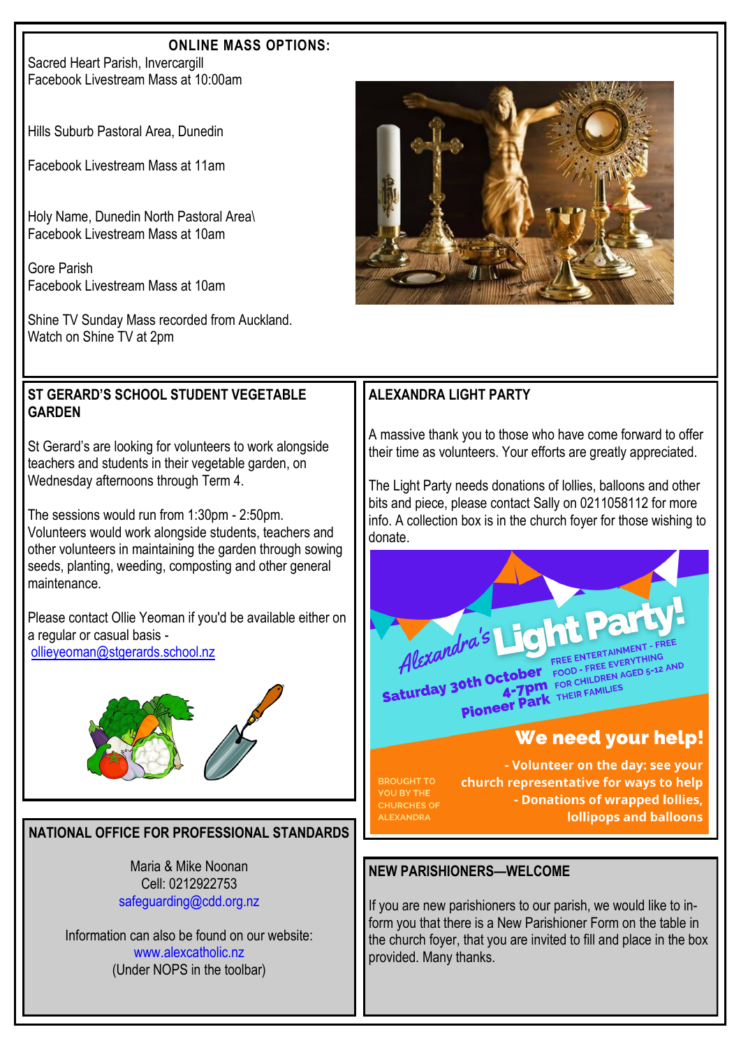## ONLINE MASS OPTIONS:

Sacred Heart Parish, Invercargill
Facebook Livestream Mass at 10:00am

Hills Suburb Pastoral Area, Dunedin

Facebook Livestream Mass at 11am

Holy Name, Dunedin North Pastoral Area\
Facebook Livestream Mass at 10am

Gore Parish
Facebook Livestream Mass at 10am

Shine TV Sunday Mass recorded from Auckland.
Watch on Shine TV at 2pm

## ST GERARD'S SCHOOL STUDENT VEGETABLE GARDEN

St Gerard's are looking for volunteers to work alongside teachers and students in their vegetable garden, on Wednesday afternoons through Term 4.

The sessions would run from 1:30pm - 2:50pm. Volunteers would work alongside students, teachers and other volunteers in maintaining the garden through sowing seeds, planting, weeding, composting and other general maintenance.

Please contact Ollie Yeoman if you'd be available either on a regular or casual basis -
ollieyeoman@stgerards.school.nz

## NATIONAL OFFICE FOR PROFESSIONAL STANDARDS

Maria & Mike Noonan
Cell: 0212922753
safeguarding@cdd.org.nz

Information can also be found on our website:
www.alexcatholic.nz
(Under NOPS in the toolbar)

## ALEXANDRA LIGHT PARTY

A massive thank you to those who have come forward to offer their time as volunteers. Your efforts are greatly appreciated.

The Light Party needs donations of lollies, balloons and other bits and piece, please contact Sally on 0211058112 for more info. A collection box is in the church foyer for those wishing to donate.

Alexandra's Light Party!
Saturday 30th October
4-7pm
Pioneer Park
FREE ENTERTAINMENT - FREE FOOD - FREE EVERYTHING FOR CHILDREN AGED 5-12 AND THEIR FAMILIES

We need your help!
- Volunteer on the day: see your church representative for ways to help
- Donations of wrapped lollies, lollipops and balloons

BROUGHT TO YOU BY THE CHURCHES OF ALEXANDRA

## NEW PARISHIONERS—WELCOME

If you are new parishioners to our parish, we would like to inform you that there is a New Parishioner Form on the table in the church foyer, that you are invited to fill and place in the box provided. Many thanks.